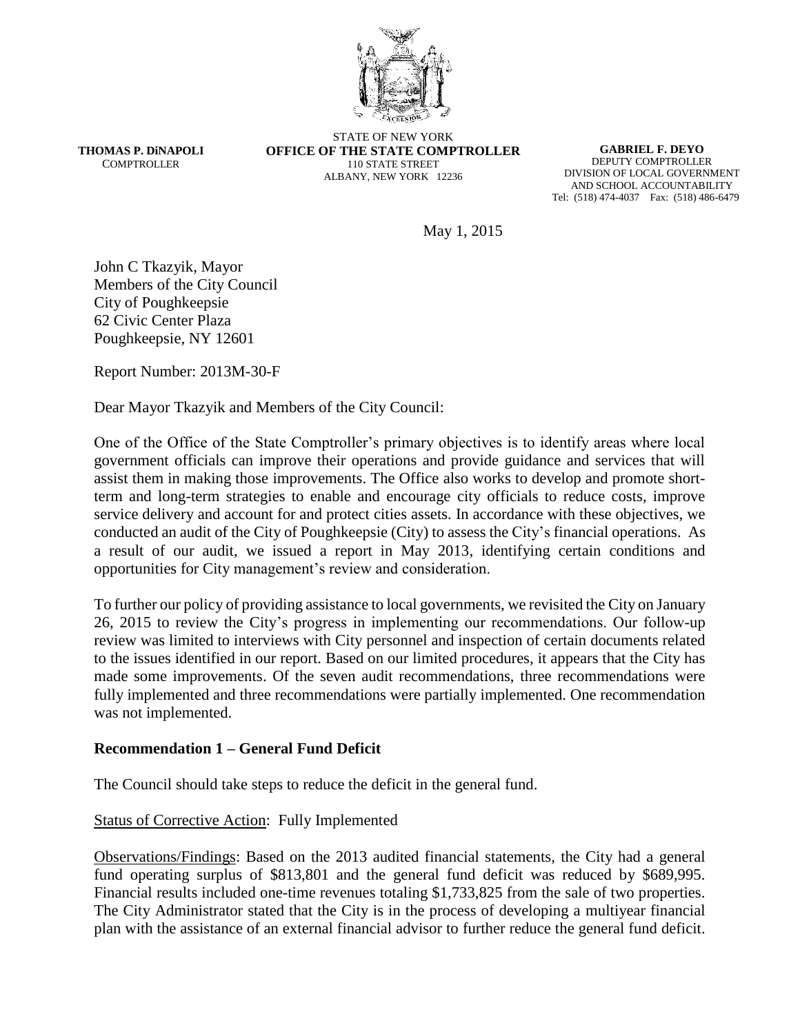**THOMAS P. DiNAPOLI**
COMPTROLLER

STATE OF NEW YORK
**OFFICE OF THE STATE COMPTROLLER**
110 STATE STREET
ALBANY, NEW YORK 12236

**GABRIEL F. DEYO**
DEPUTY COMPTROLLER
DIVISION OF LOCAL GOVERNMENT
AND SCHOOL ACCOUNTABILITY
Tel: (518) 474-4037 Fax: (518) 486-6479

May 1, 2015

John C Tkazyik, Mayor
Members of the City Council
City of Poughkeepsie
62 Civic Center Plaza
Poughkeepsie, NY 12601

Report Number: 2013M-30-F

Dear Mayor Tkazyik and Members of the City Council:

One of the Office of the State Comptroller's primary objectives is to identify areas where local government officials can improve their operations and provide guidance and services that will assist them in making those improvements. The Office also works to develop and promote short-term and long-term strategies to enable and encourage city officials to reduce costs, improve service delivery and account for and protect cities assets. In accordance with these objectives, we conducted an audit of the City of Poughkeepsie (City) to assess the City's financial operations. As a result of our audit, we issued a report in May 2013, identifying certain conditions and opportunities for City management's review and consideration.

To further our policy of providing assistance to local governments, we revisited the City on January 26, 2015 to review the City's progress in implementing our recommendations. Our follow-up review was limited to interviews with City personnel and inspection of certain documents related to the issues identified in our report. Based on our limited procedures, it appears that the City has made some improvements. Of the seven audit recommendations, three recommendations were fully implemented and three recommendations were partially implemented. One recommendation was not implemented.

## Recommendation 1 – General Fund Deficit

The Council should take steps to reduce the deficit in the general fund.

Status of Corrective Action: Fully Implemented

Observations/Findings: Based on the 2013 audited financial statements, the City had a general fund operating surplus of $813,801 and the general fund deficit was reduced by $689,995. Financial results included one-time revenues totaling $1,733,825 from the sale of two properties. The City Administrator stated that the City is in the process of developing a multiyear financial plan with the assistance of an external financial advisor to further reduce the general fund deficit.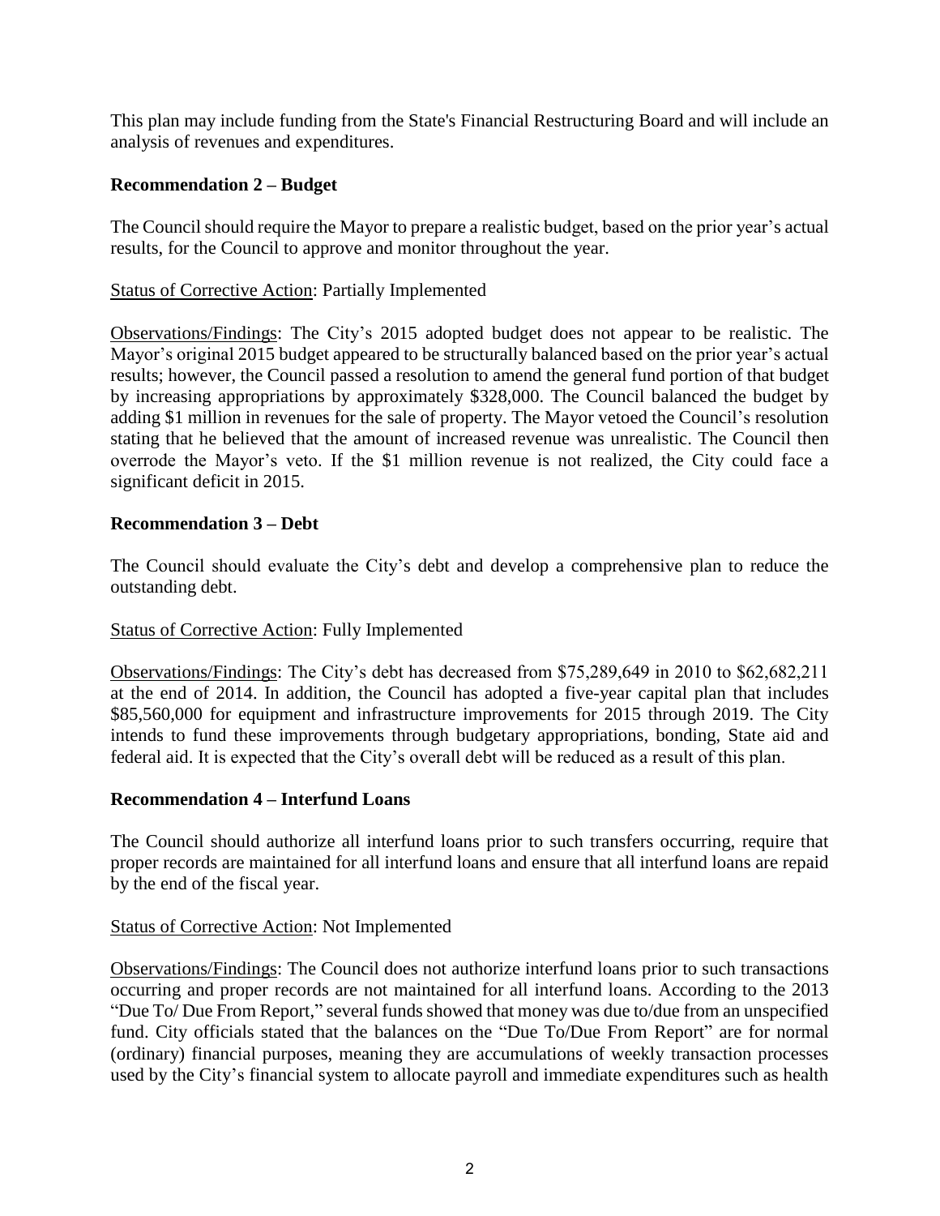This plan may include funding from the State's Financial Restructuring Board and will include an analysis of revenues and expenditures.

### Recommendation 2 – Budget

The Council should require the Mayor to prepare a realistic budget, based on the prior year's actual results, for the Council to approve and monitor throughout the year.

Status of Corrective Action: Partially Implemented

Observations/Findings: The City's 2015 adopted budget does not appear to be realistic. The Mayor's original 2015 budget appeared to be structurally balanced based on the prior year's actual results; however, the Council passed a resolution to amend the general fund portion of that budget by increasing appropriations by approximately $328,000. The Council balanced the budget by adding $1 million in revenues for the sale of property. The Mayor vetoed the Council's resolution stating that he believed that the amount of increased revenue was unrealistic. The Council then overrode the Mayor's veto. If the $1 million revenue is not realized, the City could face a significant deficit in 2015.

### Recommendation 3 – Debt

The Council should evaluate the City's debt and develop a comprehensive plan to reduce the outstanding debt.

Status of Corrective Action: Fully Implemented

Observations/Findings: The City's debt has decreased from $75,289,649 in 2010 to $62,682,211 at the end of 2014. In addition, the Council has adopted a five-year capital plan that includes $85,560,000 for equipment and infrastructure improvements for 2015 through 2019. The City intends to fund these improvements through budgetary appropriations, bonding, State aid and federal aid. It is expected that the City's overall debt will be reduced as a result of this plan.

### Recommendation 4 – Interfund Loans

The Council should authorize all interfund loans prior to such transfers occurring, require that proper records are maintained for all interfund loans and ensure that all interfund loans are repaid by the end of the fiscal year.

Status of Corrective Action: Not Implemented

Observations/Findings: The Council does not authorize interfund loans prior to such transactions occurring and proper records are not maintained for all interfund loans. According to the 2013 "Due To/ Due From Report," several funds showed that money was due to/due from an unspecified fund. City officials stated that the balances on the "Due To/Due From Report" are for normal (ordinary) financial purposes, meaning they are accumulations of weekly transaction processes used by the City's financial system to allocate payroll and immediate expenditures such as health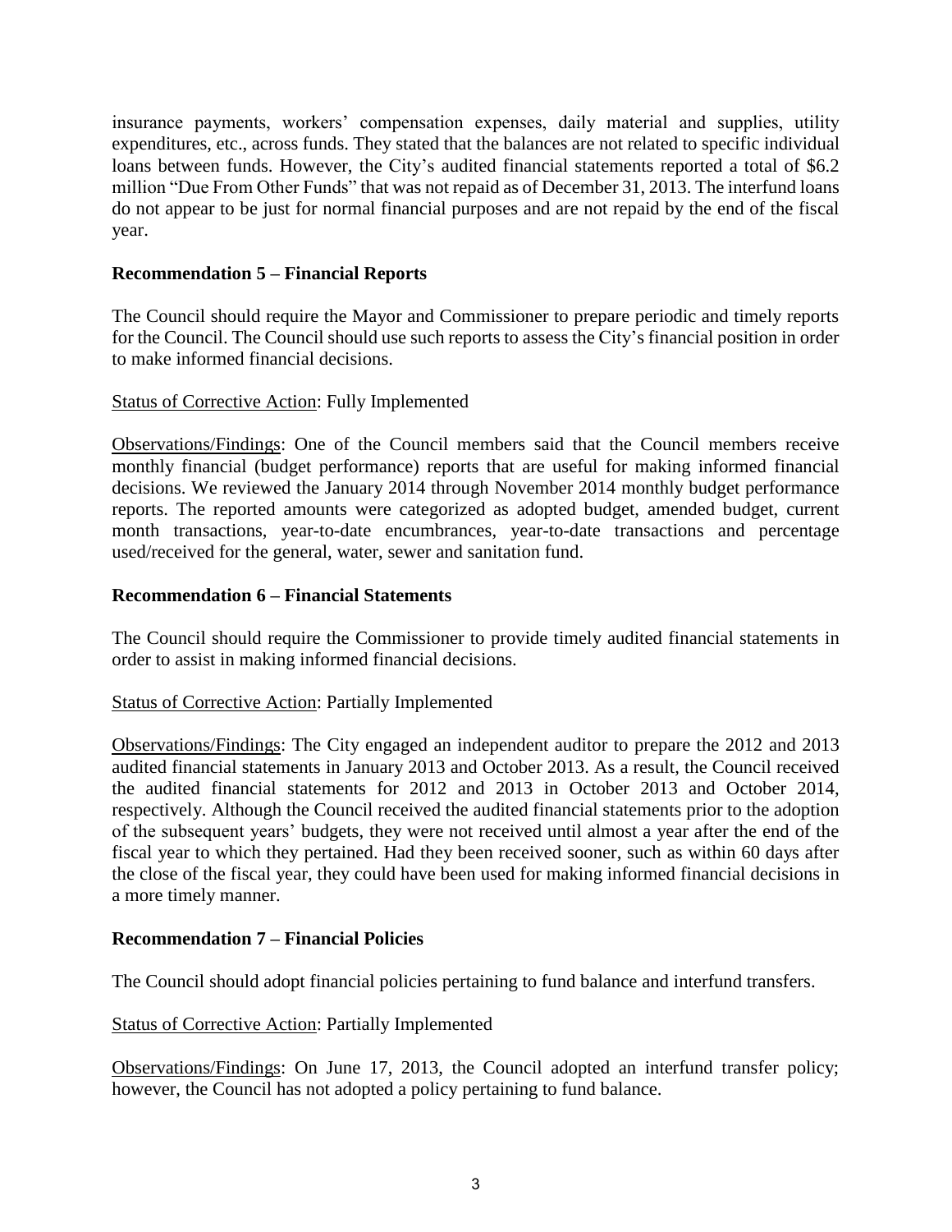insurance payments, workers' compensation expenses, daily material and supplies, utility expenditures, etc., across funds. They stated that the balances are not related to specific individual loans between funds. However, the City's audited financial statements reported a total of $6.2 million "Due From Other Funds" that was not repaid as of December 31, 2013. The interfund loans do not appear to be just for normal financial purposes and are not repaid by the end of the fiscal year.

**Recommendation 5 – Financial Reports**

The Council should require the Mayor and Commissioner to prepare periodic and timely reports for the Council. The Council should use such reports to assess the City's financial position in order to make informed financial decisions.

Status of Corrective Action: Fully Implemented

Observations/Findings: One of the Council members said that the Council members receive monthly financial (budget performance) reports that are useful for making informed financial decisions. We reviewed the January 2014 through November 2014 monthly budget performance reports. The reported amounts were categorized as adopted budget, amended budget, current month transactions, year-to-date encumbrances, year-to-date transactions and percentage used/received for the general, water, sewer and sanitation fund.

**Recommendation 6 – Financial Statements**

The Council should require the Commissioner to provide timely audited financial statements in order to assist in making informed financial decisions.

Status of Corrective Action: Partially Implemented

Observations/Findings: The City engaged an independent auditor to prepare the 2012 and 2013 audited financial statements in January 2013 and October 2013. As a result, the Council received the audited financial statements for 2012 and 2013 in October 2013 and October 2014, respectively. Although the Council received the audited financial statements prior to the adoption of the subsequent years' budgets, they were not received until almost a year after the end of the fiscal year to which they pertained. Had they been received sooner, such as within 60 days after the close of the fiscal year, they could have been used for making informed financial decisions in a more timely manner.

**Recommendation 7 – Financial Policies**

The Council should adopt financial policies pertaining to fund balance and interfund transfers.

Status of Corrective Action: Partially Implemented

Observations/Findings: On June 17, 2013, the Council adopted an interfund transfer policy; however, the Council has not adopted a policy pertaining to fund balance.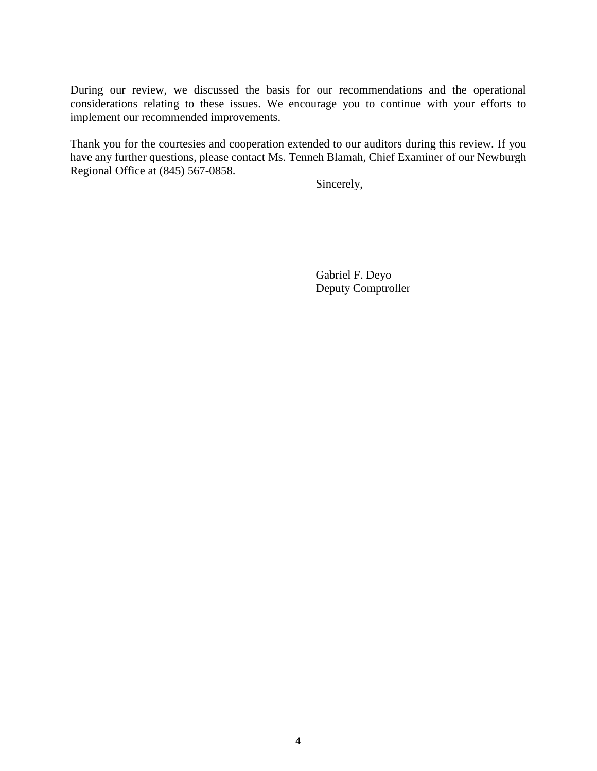During our review, we discussed the basis for our recommendations and the operational considerations relating to these issues. We encourage you to continue with your efforts to implement our recommended improvements.

Thank you for the courtesies and cooperation extended to our auditors during this review. If you have any further questions, please contact Ms. Tenneh Blamah, Chief Examiner of our Newburgh Regional Office at (845) 567-0858.

Sincerely,

Gabriel F. Deyo
Deputy Comptroller